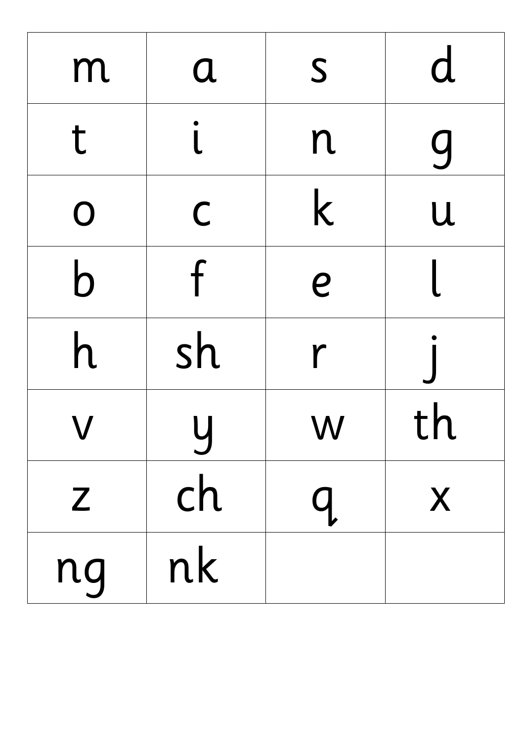| m | a | s | d |
|---|---|---|---|
| t | i | n | g |
| o | c | k | u |
| b | f | e | l |
| h | sh | r | j |
| v | y | w | th |
| z | ch | q | x |
| ng | nk | | |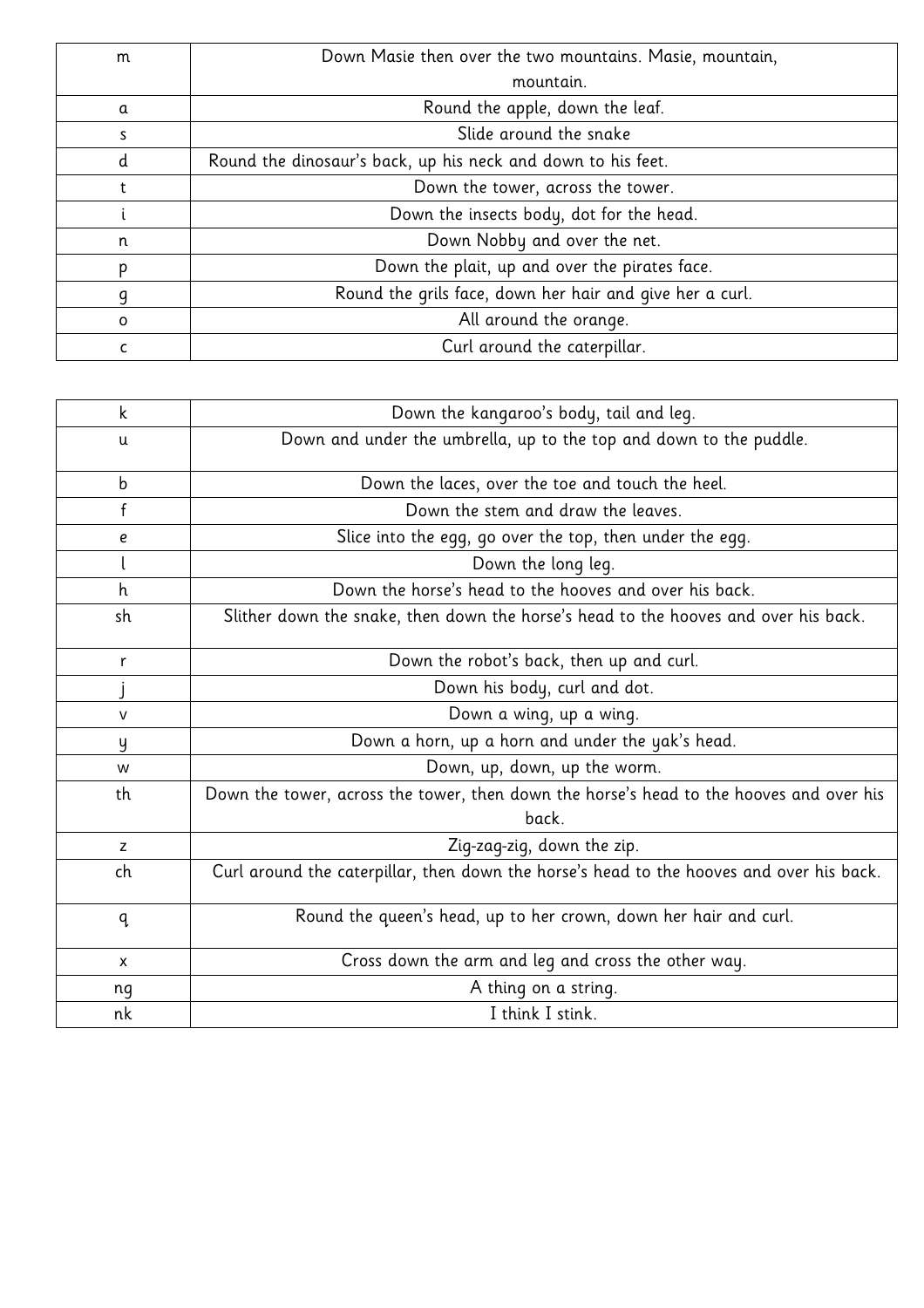| | |
|---|---|
| m | Down Masie then over the two mountains. Masie, mountain, mountain. |
| a | Round the apple, down the leaf. |
| s | Slide around the snake |
| d | Round the dinosaur's back, up his neck and down to his feet. |
| t | Down the tower, across the tower. |
| i | Down the insects body, dot for the head. |
| n | Down Nobby and over the net. |
| p | Down the plait, up and over the pirates face. |
| g | Round the grils face, down her hair and give her a curl. |
| o | All around the orange. |
| c | Curl around the caterpillar. |

| | |
|---|---|
| k | Down the kangaroo's body, tail and leg. |
| u | Down and under the umbrella, up to the top and down to the puddle. |
| b | Down the laces, over the toe and touch the heel. |
| f | Down the stem and draw the leaves. |
| e | Slice into the egg, go over the top, then under the egg. |
| l | Down the long leg. |
| h | Down the horse's head to the hooves and over his back. |
| sh | Slither down the snake, then down the horse's head to the hooves and over his back. |
| r | Down the robot's back, then up and curl. |
| j | Down his body, curl and dot. |
| v | Down a wing, up a wing. |
| y | Down a horn, up a horn and under the yak's head. |
| w | Down, up, down, up the worm. |
| th | Down the tower, across the tower, then down the horse's head to the hooves and over his back. |
| z | Zig-zag-zig, down the zip. |
| ch | Curl around the caterpillar, then down the horse's head to the hooves and over his back. |
| q | Round the queen's head, up to her crown, down her hair and curl. |
| x | Cross down the arm and leg and cross the other way. |
| ng | A thing on a string. |
| nk | I think I stink. |